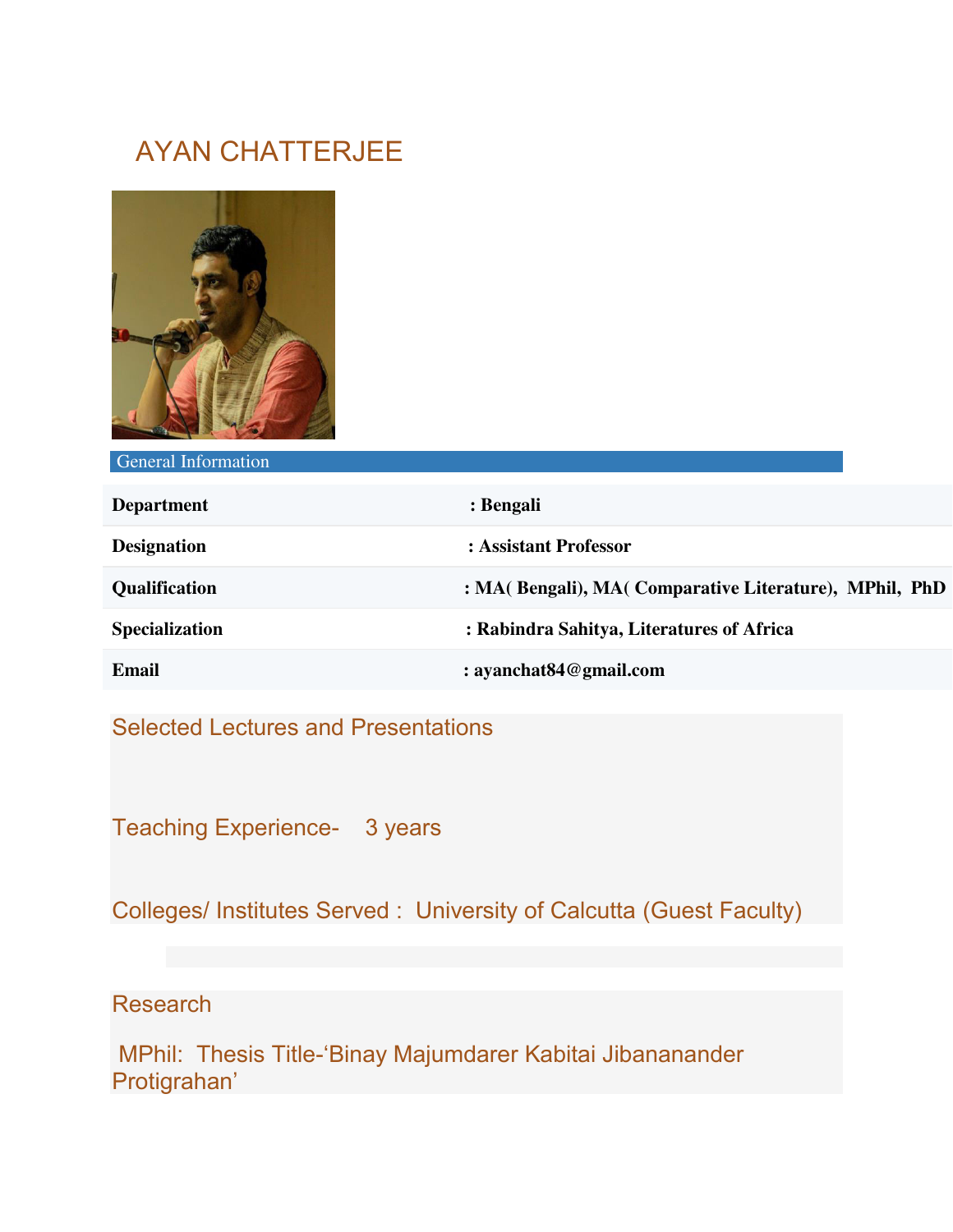# AYAN CHATTERJEE

## General Information

| | |
|---|---|
| **Department** | **: Bengali** |
| **Designation** | **: Assistant Professor** |
| **Qualification** | **: MA( Bengali), MA( Comparative Literature), MPhil, PhD** |
| **Specialization** | **: Rabindra Sahitya, Literatures of Africa** |
| **Email** | **: ayanchat84@gmail.com** |

## Selected Lectures and Presentations

## Teaching Experience- 3 years

## Colleges/ Institutes Served : University of Calcutta (Guest Faculty)

## Research

MPhil: Thesis Title-'Binay Majumdarer Kabitai Jibananander Protigrahan'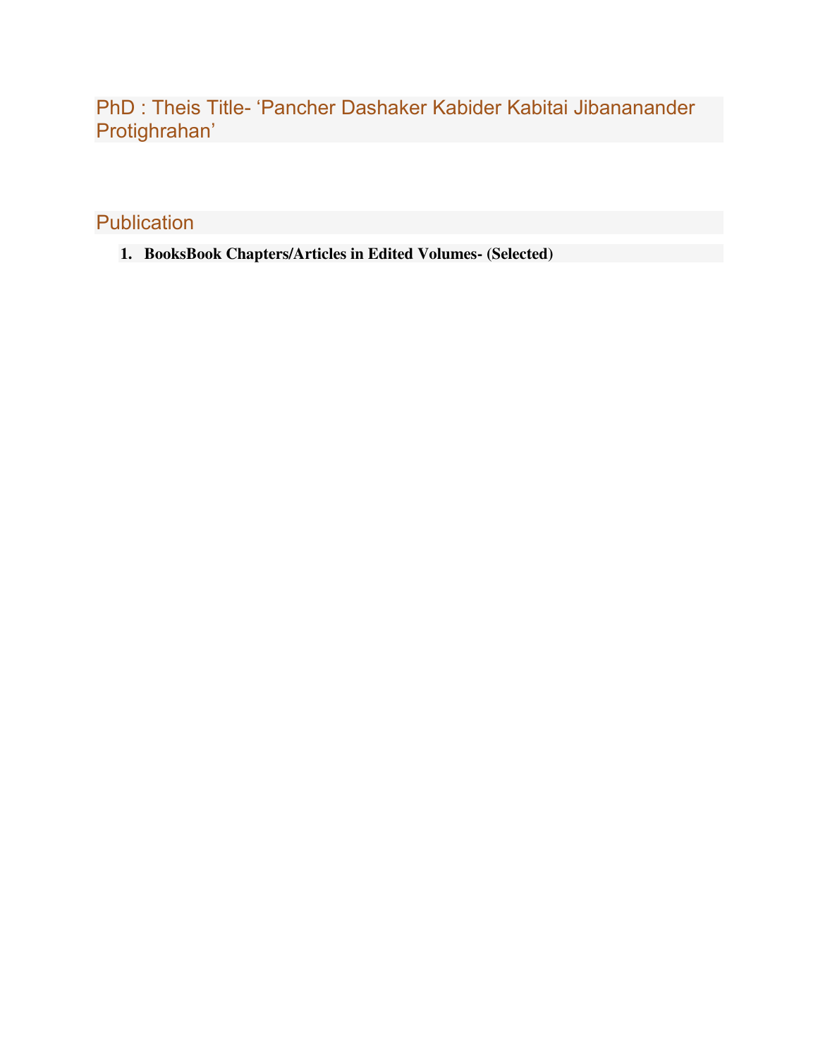## PhD : Theis Title- 'Pancher Dashaker Kabider Kabitai Jibananander Protighrahan'

## Publication

1. **BooksBook Chapters/Articles in Edited Volumes- (Selected)**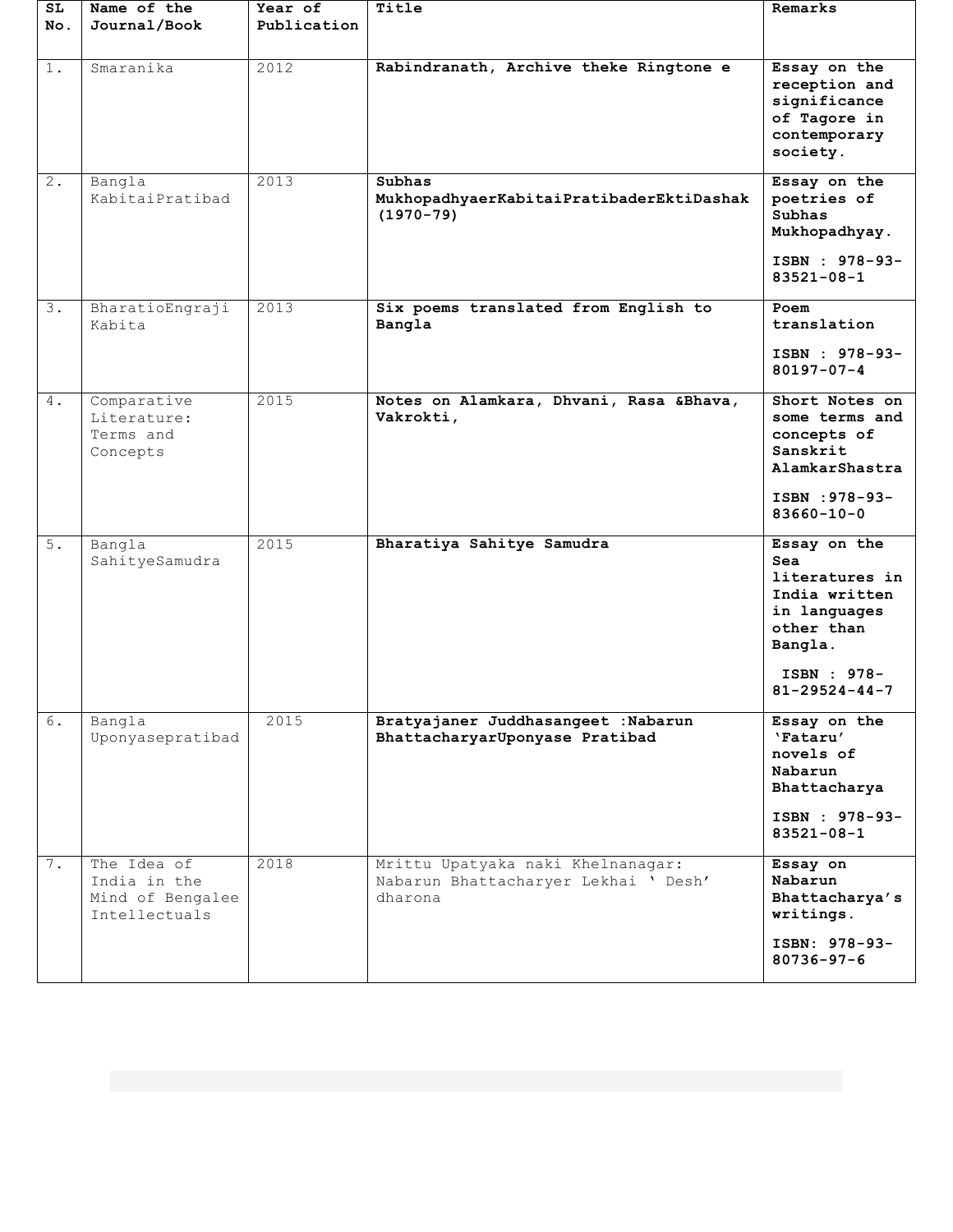| SL No. | Name of the Journal/Book | Year of Publication | Title | Remarks |
|---|---|---|---|---|
| 1. | Smaranika | 2012 | **Rabindranath, Archive theke Ringtone e** | **Essay on the reception and significance of Tagore in contemporary society.** |
| 2. | Bangla KabitaiPratibad | 2013 | **Subhas MukhopadhyaerKabitaiPratibaderEktiDashak (1970-79)** | **Essay on the poetries of Subhas Mukhopadhyay.** **ISBN : 978-93-83521-08-1** |
| 3. | BharatioEngraji Kabita | 2013 | **Six poems translated from English to Bangla** | **Poem translation** **ISBN : 978-93-80197-07-4** |
| 4. | Comparative Literature: Terms and Concepts | 2015 | **Notes on Alamkara, Dhvani, Rasa &Bhava, Vakrokti,** | **Short Notes on some terms and concepts of Sanskrit AlamkarShastra** **ISBN :978-93-83660-10-0** |
| 5. | Bangla SahityeSamudra | 2015 | **Bharatiya Sahitye Samudra** | **Essay on the Sea literatures in India written in languages other than Bangla.** **ISBN : 978-81-29524-44-7** |
| 6. | Bangla Uponyasepratibad | 2015 | **Bratyajaner Juddhasangeet :Nabarun BhattacharyarUponyase Pratibad** | **Essay on the 'Fataru' novels of Nabarun Bhattacharya** **ISBN : 978-93-83521-08-1** |
| 7. | The Idea of India in the Mind of Bengalee Intellectuals | 2018 | Mrittu Upatyaka naki Khelnanagar: Nabarun Bhattacharyer Lekhai ' Desh' dharona | **Essay on Nabarun Bhattacharya's writings.** **ISBN: 978-93-80736-97-6** |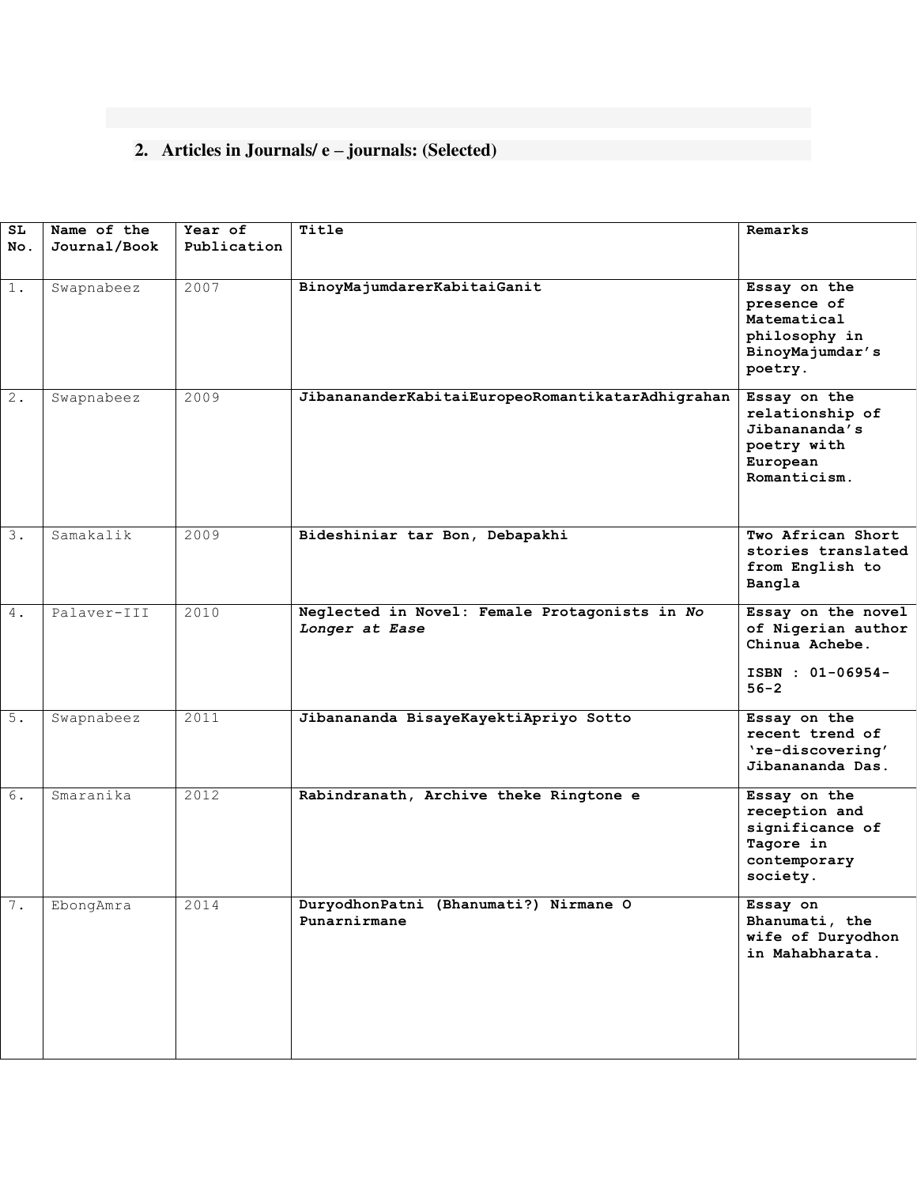## 2. Articles in Journals/ e – journals: (Selected)

| SL No. | Name of the Journal/Book | Year of Publication | Title | Remarks |
|---|---|---|---|---|
| 1. | Swapnabeez | 2007 | **BinoyMajumdarerKabitaiGanit** | **Essay on the presence of Matematical philosophy in BinoyMajumdar's poetry.** |
| 2. | Swapnabeez | 2009 | **JibananaderKabitaiEuropeoRomantikatarAdhigrahan** | **Essay on the relationship of Jibanananda's poetry with European Romanticism.** |
| 3. | Samakalik | 2009 | **Bideshiniar tar Bon, Debapakhi** | **Two African Short stories translated from English to Bangla** |
| 4. | Palaver-III | 2010 | **Neglected in Novel: Female Protagonists in *No Longer at Ease*** | **Essay on the novel of Nigerian author Chinua Achebe. ISBN : 01-06954-56-2** |
| 5. | Swapnabeez | 2011 | **Jibanananda BisayeKayektiApriyo Sotto** | **Essay on the recent trend of 're-discovering' Jibanananda Das.** |
| 6. | Smaranika | 2012 | **Rabindranath, Archive theke Ringtone e** | **Essay on the reception and significance of Tagore in contemporary society.** |
| 7. | EbongAmra | 2014 | **DuryodhonPatni (Bhanumati?) Nirmane O Punarnirmane** | **Essay on Bhanumati, the wife of Duryodhon in Mahabharata.** |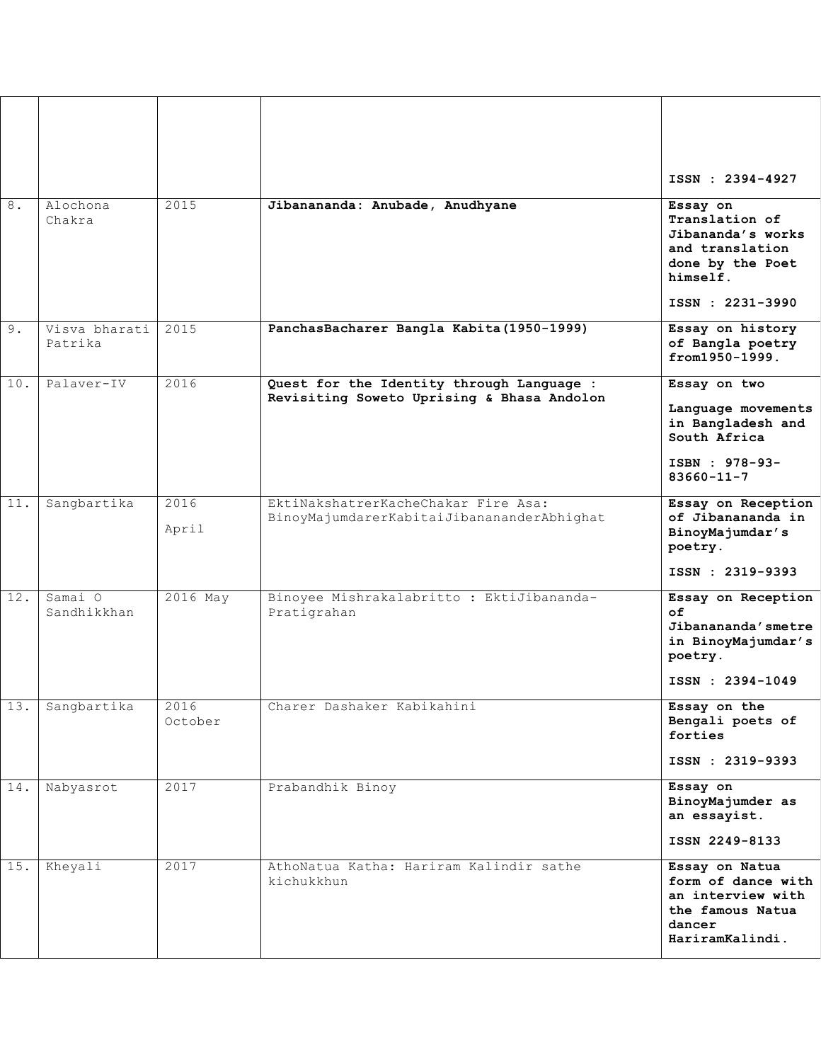| | | | | |
|---|---|---|---|---|
| | | | | **ISSN : 2394-4927** |
| 8. | Alochona Chakra | 2015 | **Jibanananda: Anubade, Anudhyane** | **Essay on Translation of Jibananda's works and translation done by the Poet himself.** **ISSN : 2231-3990** |
| 9. | Visva bharati Patrika | 2015 | **PanchasBacharer Bangla Kabita(1950-1999)** | **Essay on history of Bangla poetry from1950-1999.** |
| 10. | Palaver-IV | 2016 | **Quest for the Identity through Language : Revisiting Soweto Uprising & Bhasa Andolon** | **Essay on two Language movements in Bangladesh and South Africa** **ISBN : 978-93-83660-11-7** |
| 11. | Sangbartika | 2016 April | EktiNakshatrerKacheChakar Fire Asa: BinoyMajumdarerKabitaiJibanananderAbhighat | **Essay on Reception of Jibanananda in BinoyMajumdar's poetry.** **ISSN : 2319-9393** |
| 12. | Samai O Sandhikkhan | 2016 May | Binoyee Mishrakalabritto : EktiJibananda-Pratigrahan | **Essay on Reception of Jibanananda'smetre in BinoyMajumdar's poetry.** **ISSN : 2394-1049** |
| 13. | Sangbartika | 2016 October | Charer Dashaker Kabikahini | **Essay on the Bengali poets of forties** **ISSN : 2319-9393** |
| 14. | Nabyasrot | 2017 | Prabandhik Binoy | **Essay on BinoyMajumder as an essayist.** **ISSN 2249-8133** |
| 15. | Kheyali | 2017 | AthoNatua Katha: Hariram Kalindir sathe kichukkhun | **Essay on Natua form of dance with an interview with the famous Natua dancer HariramKalindi.** |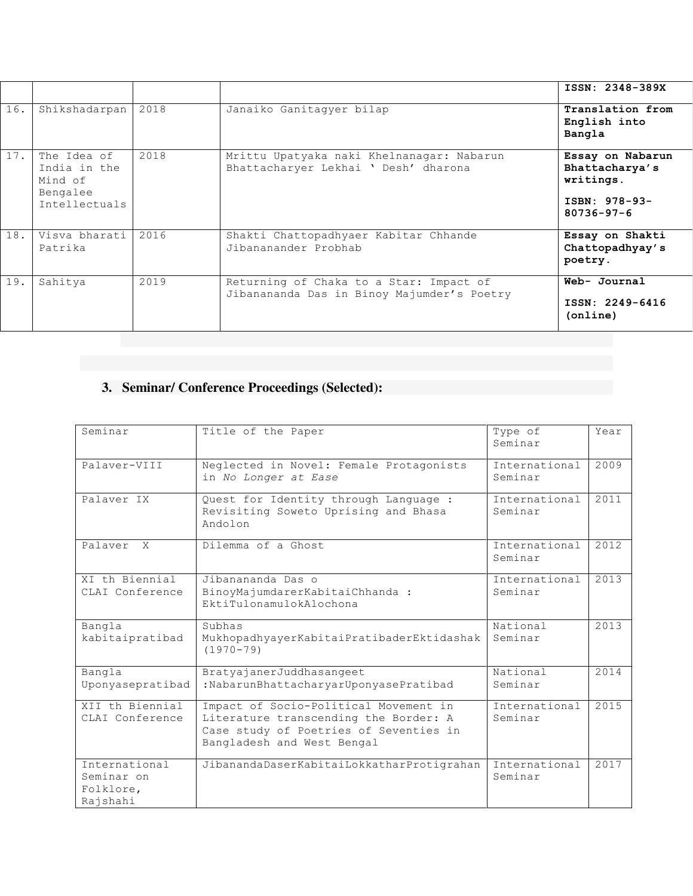|  |  |  |  | **ISSN: 2348-389X** |
|---|---|---|---|---|
| 16. | Shikshadarpan | 2018 | Janaiko Ganitagyer bilap | **Translation from English into Bangla** |
| 17. | The Idea of India in the Mind of Bengalee Intellectuals | 2018 | Mrittu Upatyaka naki Khelnanagar: Nabarun Bhattacharyer Lekhai ' Desh' dharona | **Essay on Nabarun Bhattacharya's writings.** **ISBN: 978-93-80736-97-6** |
| 18. | Visva bharati Patrika | 2016 | Shakti Chattopadhyaer Kabitar Chhande Jibananander Probhab | **Essay on Shakti Chattopadhyay's poetry.** |
| 19. | Sahitya | 2019 | Returning of Chaka to a Star: Impact of Jibanananda Das in Binoy Majumder's Poetry | **Web- Journal** **ISSN: 2249-6416 (online)** |

### 3. Seminar/ Conference Proceedings (Selected):

| Seminar | Title of the Paper | Type of Seminar | Year |
|---|---|---|---|
| Palaver-VIII | Neglected in Novel: Female Protagonists in *No Longer at Ease* | International Seminar | 2009 |
| Palaver IX | Quest for Identity through Language : Revisiting Soweto Uprising and Bhasa Andolon | International Seminar | 2011 |
| Palaver X | Dilemma of a Ghost | International Seminar | 2012 |
| XI th Biennial CLAI Conference | Jibanananda Das o BinoyMajumdarerKabitaiChhanda : EktiTulonamulokAlochona | International Seminar | 2013 |
| Bangla kabitaipratibad | Subhas MukhopadhyayerKabitaiPratibaderEktidashak (1970-79) | National Seminar | 2013 |
| Bangla Uponyasepratibad | BratyajanerJuddhasangeet :NabarunBhattacharyarUponyasePratibad | National Seminar | 2014 |
| XII th Biennial CLAI Conference | Impact of Socio-Political Movement in Literature transcending the Border: A Case study of Poetries of Seventies in Bangladesh and West Bengal | International Seminar | 2015 |
| International Seminar on Folklore, Rajshahi | JibanandaDaserKabitaiLokkatharProtigrahan | International Seminar | 2017 |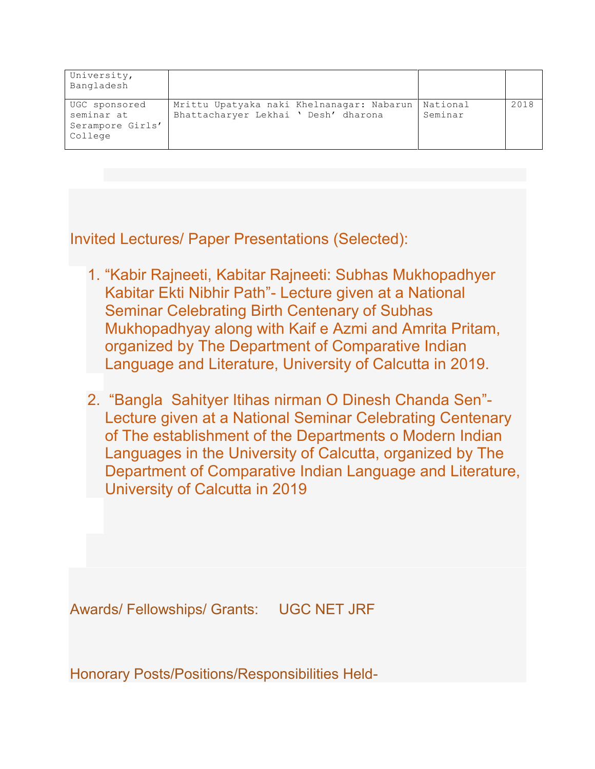| University, Bangladesh | | | |
|---|---|---|---|
| UGC sponsored seminar at Serampore Girls' College | Mrittu Upatyaka naki Khelnanagar: Nabarun Bhattacharyer Lekhai ' Desh' dharona | National Seminar | 2018 |

## Invited Lectures/ Paper Presentations (Selected):

1. "Kabir Rajneeti, Kabitar Rajneeti: Subhas Mukhopadhyer Kabitar Ekti Nibhir Path"- Lecture given at a National Seminar Celebrating Birth Centenary of Subhas Mukhopadhyay along with Kaif e Azmi and Amrita Pritam, organized by The Department of Comparative Indian Language and Literature, University of Calcutta in 2019.

2. "Bangla Sahityer Itihas nirman O Dinesh Chanda Sen"- Lecture given at a National Seminar Celebrating Centenary of The establishment of the Departments o Modern Indian Languages in the University of Calcutta, organized by The Department of Comparative Indian Language and Literature, University of Calcutta in 2019

## Awards/ Fellowships/ Grants: UGC NET JRF

## Honorary Posts/Positions/Responsibilities Held-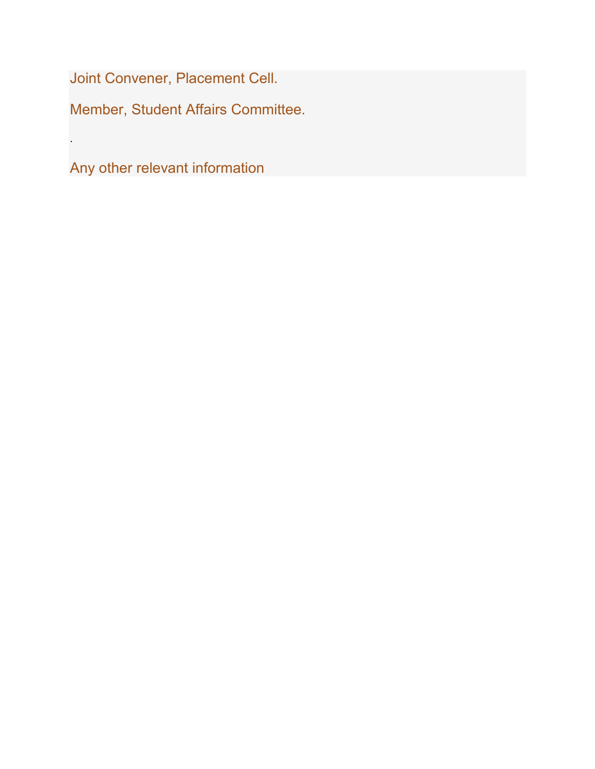Joint Convener, Placement Cell.

Member, Student Affairs Committee.

.

Any other relevant information